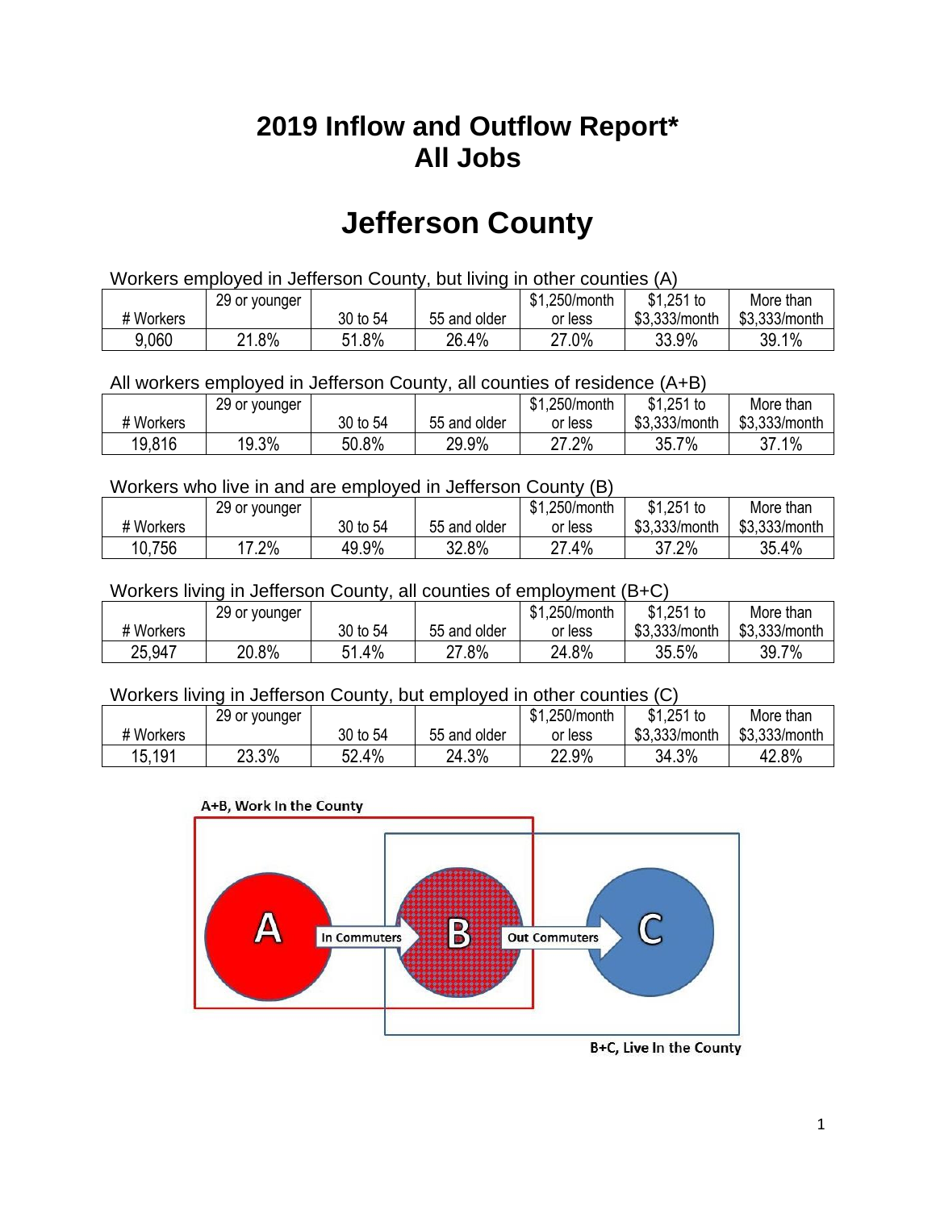# 2019 Inflow and Outflow Report*
# All Jobs

# Jefferson County

Workers employed in Jefferson County, but living in other counties (A)

| # Workers | 29 or younger | 30 to 54 | 55 and older | $1,250/month or less | $1,251 to $3,333/month | More than $3,333/month |
|---|---|---|---|---|---|---|
| 9,060 | 21.8% | 51.8% | 26.4% | 27.0% | 33.9% | 39.1% |

All workers employed in Jefferson County, all counties of residence (A+B)

| # Workers | 29 or younger | 30 to 54 | 55 and older | $1,250/month or less | $1,251 to $3,333/month | More than $3,333/month |
|---|---|---|---|---|---|---|
| 19,816 | 19.3% | 50.8% | 29.9% | 27.2% | 35.7% | 37.1% |

Workers who live in and are employed in Jefferson County (B)

| # Workers | 29 or younger | 30 to 54 | 55 and older | $1,250/month or less | $1,251 to $3,333/month | More than $3,333/month |
|---|---|---|---|---|---|---|
| 10,756 | 17.2% | 49.9% | 32.8% | 27.4% | 37.2% | 35.4% |

Workers living in Jefferson County, all counties of employment (B+C)

| # Workers | 29 or younger | 30 to 54 | 55 and older | $1,250/month or less | $1,251 to $3,333/month | More than $3,333/month |
|---|---|---|---|---|---|---|
| 25,947 | 20.8% | 51.4% | 27.8% | 24.8% | 35.5% | 39.7% |

Workers living in Jefferson County, but employed in other counties (C)

| # Workers | 29 or younger | 30 to 54 | 55 and older | $1,250/month or less | $1,251 to $3,333/month | More than $3,333/month |
|---|---|---|---|---|---|---|
| 15,191 | 23.3% | 52.4% | 24.3% | 22.9% | 34.3% | 42.8% |

A+B, Work In the County

A — In Commuters → B — Out Commuters → C

B+C, Live In the County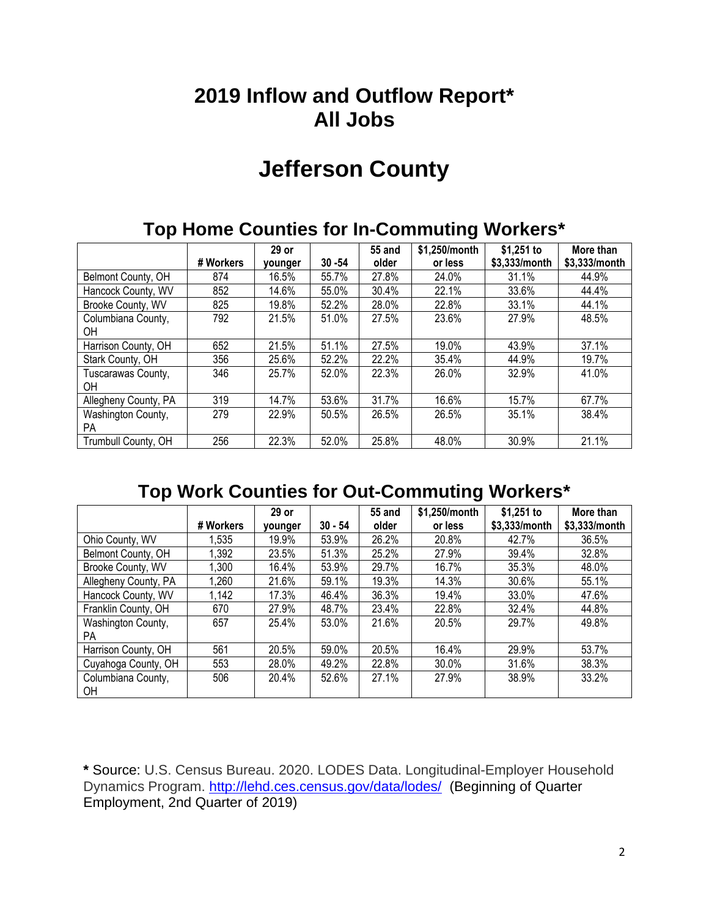# 2019 Inflow and Outflow Report*
# All Jobs

# Jefferson County

## Top Home Counties for In-Commuting Workers*

| | # Workers | 29 or younger | 30 -54 | 55 and older | $1,250/month or less | $1,251 to $3,333/month | More than $3,333/month |
|---|---|---|---|---|---|---|---|
| Belmont County, OH | 874 | 16.5% | 55.7% | 27.8% | 24.0% | 31.1% | 44.9% |
| Hancock County, WV | 852 | 14.6% | 55.0% | 30.4% | 22.1% | 33.6% | 44.4% |
| Brooke County, WV | 825 | 19.8% | 52.2% | 28.0% | 22.8% | 33.1% | 44.1% |
| Columbiana County, OH | 792 | 21.5% | 51.0% | 27.5% | 23.6% | 27.9% | 48.5% |
| Harrison County, OH | 652 | 21.5% | 51.1% | 27.5% | 19.0% | 43.9% | 37.1% |
| Stark County, OH | 356 | 25.6% | 52.2% | 22.2% | 35.4% | 44.9% | 19.7% |
| Tuscarawas County, OH | 346 | 25.7% | 52.0% | 22.3% | 26.0% | 32.9% | 41.0% |
| Allegheny County, PA | 319 | 14.7% | 53.6% | 31.7% | 16.6% | 15.7% | 67.7% |
| Washington County, PA | 279 | 22.9% | 50.5% | 26.5% | 26.5% | 35.1% | 38.4% |
| Trumbull County, OH | 256 | 22.3% | 52.0% | 25.8% | 48.0% | 30.9% | 21.1% |

## Top Work Counties for Out-Commuting Workers*

| | # Workers | 29 or younger | 30 - 54 | 55 and older | $1,250/month or less | $1,251 to $3,333/month | More than $3,333/month |
|---|---|---|---|---|---|---|---|
| Ohio County, WV | 1,535 | 19.9% | 53.9% | 26.2% | 20.8% | 42.7% | 36.5% |
| Belmont County, OH | 1,392 | 23.5% | 51.3% | 25.2% | 27.9% | 39.4% | 32.8% |
| Brooke County, WV | 1,300 | 16.4% | 53.9% | 29.7% | 16.7% | 35.3% | 48.0% |
| Allegheny County, PA | 1,260 | 21.6% | 59.1% | 19.3% | 14.3% | 30.6% | 55.1% |
| Hancock County, WV | 1,142 | 17.3% | 46.4% | 36.3% | 19.4% | 33.0% | 47.6% |
| Franklin County, OH | 670 | 27.9% | 48.7% | 23.4% | 22.8% | 32.4% | 44.8% |
| Washington County, PA | 657 | 25.4% | 53.0% | 21.6% | 20.5% | 29.7% | 49.8% |
| Harrison County, OH | 561 | 20.5% | 59.0% | 20.5% | 16.4% | 29.9% | 53.7% |
| Cuyahoga County, OH | 553 | 28.0% | 49.2% | 22.8% | 30.0% | 31.6% | 38.3% |
| Columbiana County, OH | 506 | 20.4% | 52.6% | 27.1% | 27.9% | 38.9% | 33.2% |

**\*** Source: U.S. Census Bureau. 2020. LODES Data. Longitudinal-Employer Household Dynamics Program. http://lehd.ces.census.gov/data/lodes/ (Beginning of Quarter Employment, 2nd Quarter of 2019)